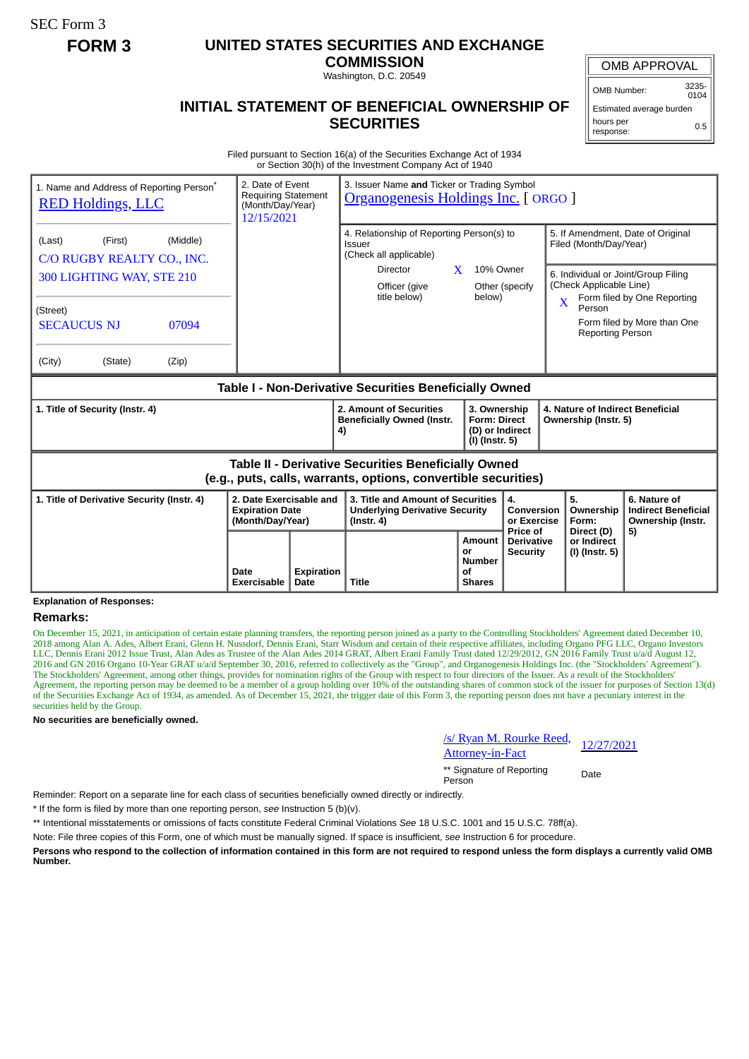SEC Form 3

**FORM 3**

# UNITED STATES SECURITIES AND EXCHANGE COMMISSION

Washington, D.C. 20549

## INITIAL STATEMENT OF BENEFICIAL OWNERSHIP OF SECURITIES

| OMB APPROVAL | |
|---|---|
| OMB Number: | 3235-0104 |
| Estimated average burden hours per response: | 0.5 |

Filed pursuant to Section 16(a) of the Securities Exchange Act of 1934
or Section 30(h) of the Investment Company Act of 1940

| 1. Name and Address of Reporting Person* | 2. Date of Event Requiring Statement (Month/Day/Year) | 3. Issuer Name **and** Ticker or Trading Symbol |
|---|---|---|
| RED Holdings, LLC | 12/15/2021 | Organogenesis Holdings Inc. [ ORGO ] |
| (Last) (First) (Middle)<br>C/O RUGBY REALTY CO., INC.<br>300 LIGHTING WAY, STE 210 | | 4. Relationship of Reporting Person(s) to Issuer (Check all applicable)<br>Director<br>X 10% Owner<br>Officer (give title below)<br>Other (specify below) |
| (Street)<br>SECAUCUS NJ 07094 | | 5. If Amendment, Date of Original Filed (Month/Day/Year) |
| (City) (State) (Zip) | | 6. Individual or Joint/Group Filing (Check Applicable Line)<br>X Form filed by One Reporting Person<br>Form filed by More than One Reporting Person |

**Table I - Non-Derivative Securities Beneficially Owned**

| 1. Title of Security (Instr. 4) | 2. Amount of Securities Beneficially Owned (Instr. 4) | 3. Ownership Form: Direct (D) or Indirect (I) (Instr. 5) | 4. Nature of Indirect Beneficial Ownership (Instr. 5) |
|---|---|---|---|

**Table II - Derivative Securities Beneficially Owned**
**(e.g., puts, calls, warrants, options, convertible securities)**

| 1. Title of Derivative Security (Instr. 4) | 2. Date Exercisable and Expiration Date (Month/Day/Year) | | 3. Title and Amount of Securities Underlying Derivative Security (Instr. 4) | | 4. Conversion or Exercise Price of Derivative Security | 5. Ownership Form: Direct (D) or Indirect (I) (Instr. 5) | 6. Nature of Indirect Beneficial Ownership (Instr. 5) |
|---|---|---|---|---|---|---|---|
| | Date Exercisable | Expiration Date | Title | Amount or Number of Shares | | | |

**Explanation of Responses:**

## Remarks:

On December 15, 2021, in anticipation of certain estate planning transfers, the reporting person joined as a party to the Controlling Stockholders' Agreement dated December 10, 2018 among Alan A. Ades, Albert Erani, Glenn H. Nussdorf, Dennis Erani, Starr Wisdom and certain of their respective affiliates, including Organo PFG LLC, Organo Investors LLC, Dennis Erani 2012 Issue Trust, Alan Ades as Trustee of the Alan Ades 2014 GRAT, Albert Erani Family Trust dated 12/29/2012, GN 2016 Family Trust u/a/d August 12, 2016 and GN 2016 Organo 10-Year GRAT u/a/d September 30, 2016, referred to collectively as the "Group", and Organogenesis Holdings Inc. (the "Stockholders' Agreement"). The Stockholders' Agreement, among other things, provides for nomination rights of the Group with respect to four directors of the Issuer. As a result of the Stockholders' Agreement, the reporting person may be deemed to be a member of a group holding over 10% of the outstanding shares of common stock of the issuer for purposes of Section 13(d) of the Securities Exchange Act of 1934, as amended. As of December 15, 2021, the trigger date of this Form 3, the reporting person does not have a pecuniary interest in the securities held by the Group.

**No securities are beneficially owned.**

| /s/ Ryan M. Rourke Reed, Attorney-in-Fact | 12/27/2021 |
|---|---|
| ** Signature of Reporting Person | Date |

Reminder: Report on a separate line for each class of securities beneficially owned directly or indirectly.

\* If the form is filed by more than one reporting person, *see* Instruction 5 (b)(v).

** Intentional misstatements or omissions of facts constitute Federal Criminal Violations *See* 18 U.S.C. 1001 and 15 U.S.C. 78ff(a).

Note: File three copies of this Form, one of which must be manually signed. If space is insufficient, *see* Instruction 6 for procedure.

**Persons who respond to the collection of information contained in this form are not required to respond unless the form displays a currently valid OMB Number.**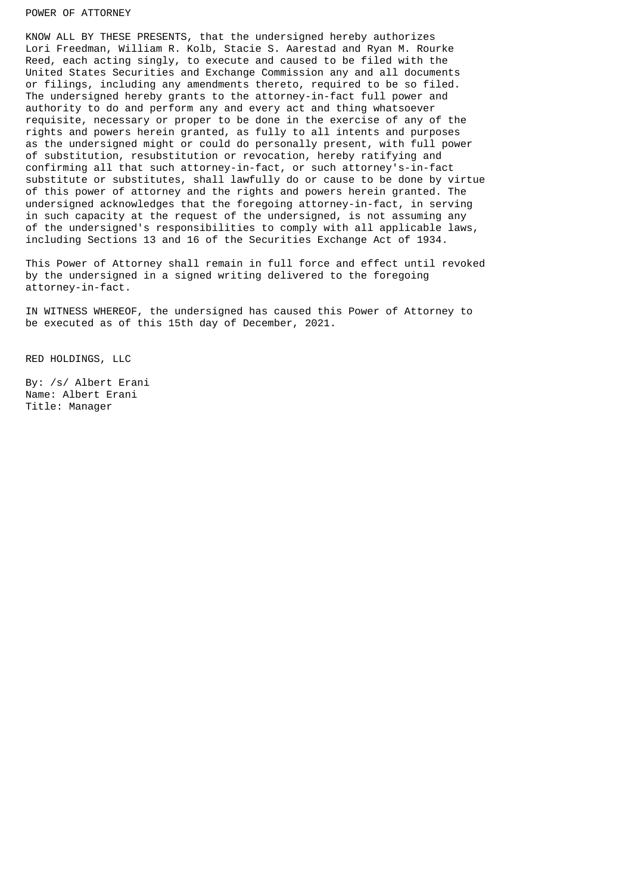# POWER OF ATTORNEY

KNOW ALL BY THESE PRESENTS, that the undersigned hereby authorizes Lori Freedman, William R. Kolb, Stacie S. Aarestad and Ryan M. Rourke Reed, each acting singly, to execute and caused to be filed with the United States Securities and Exchange Commission any and all documents or filings, including any amendments thereto, required to be so filed. The undersigned hereby grants to the attorney-in-fact full power and authority to do and perform any and every act and thing whatsoever requisite, necessary or proper to be done in the exercise of any of the rights and powers herein granted, as fully to all intents and purposes as the undersigned might or could do personally present, with full power of substitution, resubstitution or revocation, hereby ratifying and confirming all that such attorney-in-fact, or such attorney's-in-fact substitute or substitutes, shall lawfully do or cause to be done by virtue of this power of attorney and the rights and powers herein granted. The undersigned acknowledges that the foregoing attorney-in-fact, in serving in such capacity at the request of the undersigned, is not assuming any of the undersigned's responsibilities to comply with all applicable laws, including Sections 13 and 16 of the Securities Exchange Act of 1934.

This Power of Attorney shall remain in full force and effect until revoked by the undersigned in a signed writing delivered to the foregoing attorney-in-fact.

IN WITNESS WHEREOF, the undersigned has caused this Power of Attorney to be executed as of this 15th day of December, 2021.

RED HOLDINGS, LLC

By: /s/ Albert Erani
Name: Albert Erani
Title: Manager